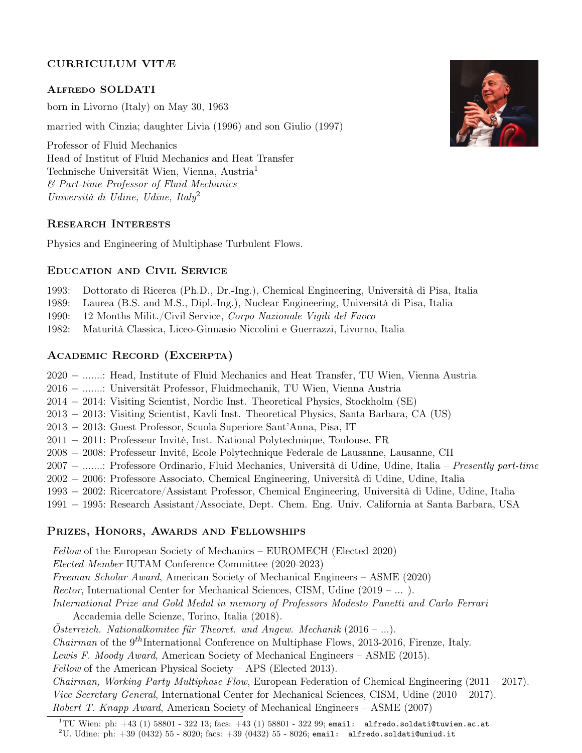# CURRICULUM VITÆ

## Alfredo SOLDATI

born in Livorno (Italy) on May 30, 1963

married with Cinzia; daughter Livia (1996) and son Giulio (1997)

Professor of Fluid Mechanics
Head of Institut of Fluid Mechanics and Heat Transfer
Technische Universität Wien, Vienna, Austria[1]
*& Part-time Professor of Fluid Mechanics*
*Università di Udine, Udine, Italy*[2]

## Research Interests

Physics and Engineering of Multiphase Turbulent Flows.

## Education and Civil Service

1993: Dottorato di Ricerca (Ph.D., Dr.-Ing.), Chemical Engineering, Università di Pisa, Italia
1989: Laurea (B.S. and M.S., Dipl.-Ing.), Nuclear Engineering, Università di Pisa, Italia
1990: 12 Months Milit./Civil Service, *Corpo Nazionale Vigili del Fuoco*
1982: Maturità Classica, Liceo-Ginnasio Niccolini e Guerrazzi, Livorno, Italia

## Academic Record (Excerpta)

2020 – .......: Head, Institute of Fluid Mechanics and Heat Transfer, TU Wien, Vienna Austria
2016 – .......: Universität Professor, Fluidmechanik, TU Wien, Vienna Austria
2014 – 2014: Visiting Scientist, Nordic Inst. Theoretical Physics, Stockholm (SE)
2013 – 2013: Visiting Scientist, Kavli Inst. Theoretical Physics, Santa Barbara, CA (US)
2013 – 2013: Guest Professor, Scuola Superiore Sant'Anna, Pisa, IT
2011 – 2011: Professeur Invité, Inst. National Polytechnique, Toulouse, FR
2008 – 2008: Professeur Invité, Ecole Polytechnique Federale de Lausanne, Lausanne, CH
2007 – .......: Professore Ordinario, Fluid Mechanics, Università di Udine, Udine, Italia – *Presently part-time*
2002 – 2006: Professore Associato, Chemical Engineering, Università di Udine, Udine, Italia
1993 – 2002: Ricercatore/Assistant Professor, Chemical Engineering, Università di Udine, Udine, Italia
1991 – 1995: Research Assistant/Associate, Dept. Chem. Eng. Univ. California at Santa Barbara, USA

## Prizes, Honors, Awards and Fellowships

*Fellow* of the European Society of Mechanics – EUROMECH (Elected 2020)
*Elected Member* IUTAM Conference Committee (2020-2023)
*Freeman Scholar Award*, American Society of Mechanical Engineers – ASME (2020)
*Rector*, International Center for Mechanical Sciences, CISM, Udine (2019 – ... ).
*International Prize and Gold Medal in memory of Professors Modesto Panetti and Carlo Ferrari*
Accademia delle Scienze, Torino, Italia (2018).
*Österreich. Nationalkomitee für Theoret. und Angew. Mechanik* (2016 – ...).
*Chairman* of the 9$^{th}$International Conference on Multiphase Flows, 2013-2016, Firenze, Italy.
*Lewis F. Moody Award*, American Society of Mechanical Engineers – ASME (2015).
*Fellow* of the American Physical Society – APS (Elected 2013).
*Chairman, Working Party Multiphase Flow*, European Federation of Chemical Engineering (2011 – 2017).
*Vice Secretary General*, International Center for Mechanical Sciences, CISM, Udine (2010 – 2017).
*Robert T. Knapp Award*, American Society of Mechanical Engineers – ASME (2007)

---

[1] TU Wien: ph: +43 (1) 58801 - 322 13; facs: +43 (1) 58801 - 322 99; email: alfredo.soldati@tuwien.ac.at
[2] U. Udine: ph: +39 (0432) 55 - 8020; facs: +39 (0432) 55 - 8026; email: alfredo.soldati@uniud.it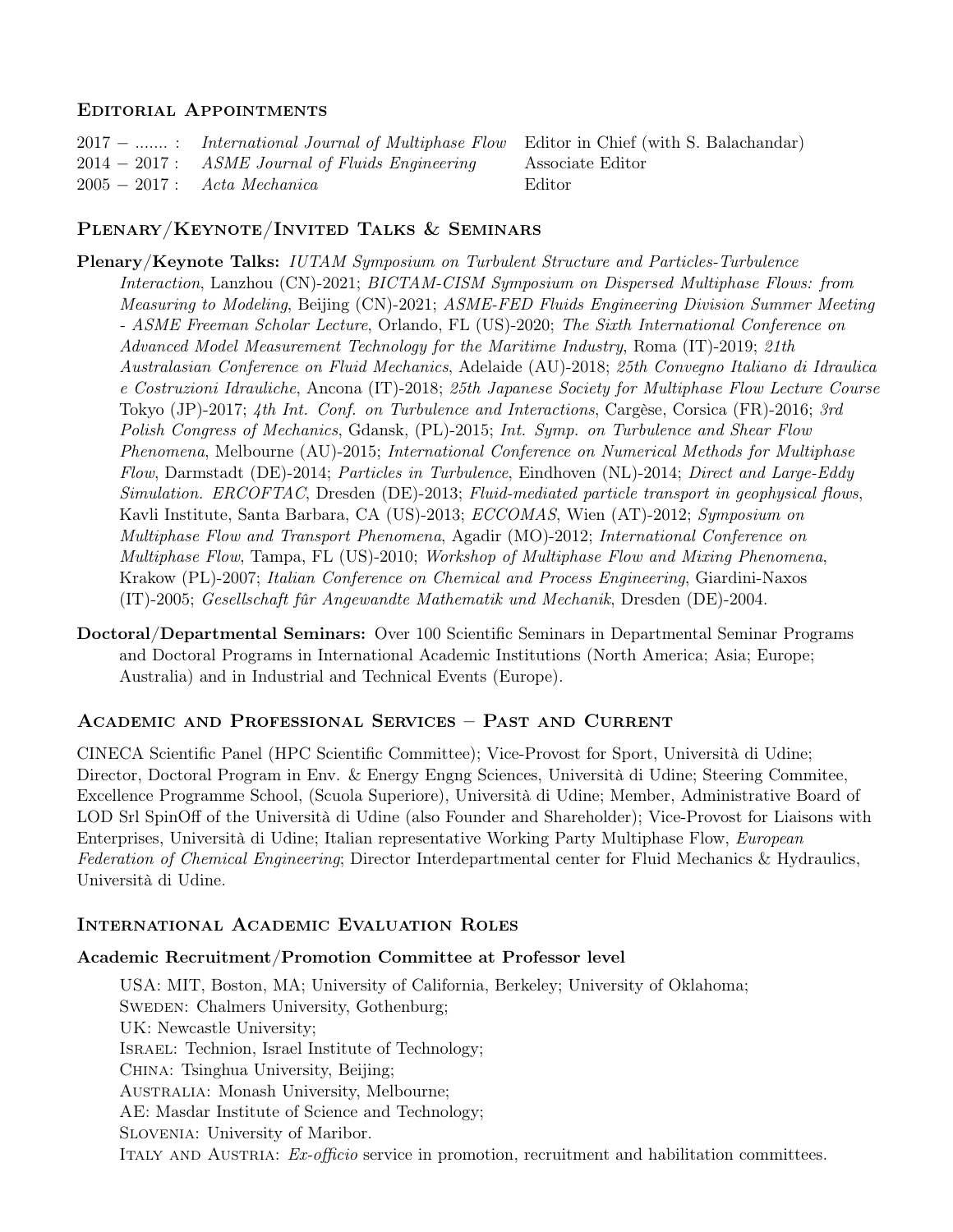## Editorial Appointments

| | | |
|---|---|---|
| 2017 − ....... : | *International Journal of Multiphase Flow* | Editor in Chief (with S. Balachandar) |
| 2014 − 2017 : | *ASME Journal of Fluids Engineering* | Associate Editor |
| 2005 − 2017 : | *Acta Mechanica* | Editor |

## Plenary/Keynote/Invited Talks & Seminars

**Plenary/Keynote Talks:** *IUTAM Symposium on Turbulent Structure and Particles-Turbulence Interaction*, Lanzhou (CN)-2021; *BICTAM-CISM Symposium on Dispersed Multiphase Flows: from Measuring to Modeling*, Beijing (CN)-2021; *ASME-FED Fluids Engineering Division Summer Meeting - ASME Freeman Scholar Lecture*, Orlando, FL (US)-2020; *The Sixth International Conference on Advanced Model Measurement Technology for the Maritime Industry*, Roma (IT)-2019; *21th Australasian Conference on Fluid Mechanics*, Adelaide (AU)-2018; *25th Convegno Italiano di Idraulica e Costruzioni Idrauliche*, Ancona (IT)-2018; *25th Japanese Society for Multiphase Flow Lecture Course* Tokyo (JP)-2017; *4th Int. Conf. on Turbulence and Interactions*, Cargèse, Corsica (FR)-2016; *3rd Polish Congress of Mechanics*, Gdansk, (PL)-2015; *Int. Symp. on Turbulence and Shear Flow Phenomena*, Melbourne (AU)-2015; *International Conference on Numerical Methods for Multiphase Flow*, Darmstadt (DE)-2014; *Particles in Turbulence*, Eindhoven (NL)-2014; *Direct and Large-Eddy Simulation. ERCOFTAC*, Dresden (DE)-2013; *Fluid-mediated particle transport in geophysical flows*, Kavli Institute, Santa Barbara, CA (US)-2013; *ECCOMAS*, Wien (AT)-2012; *Symposium on Multiphase Flow and Transport Phenomena*, Agadir (MO)-2012; *International Conference on Multiphase Flow*, Tampa, FL (US)-2010; *Workshop of Multiphase Flow and Mixing Phenomena*, Krakow (PL)-2007; *Italian Conference on Chemical and Process Engineering*, Giardini-Naxos (IT)-2005; *Gesellschaft fûr Angewandte Mathematik und Mechanik*, Dresden (DE)-2004.

**Doctoral/Departmental Seminars:** Over 100 Scientific Seminars in Departmental Seminar Programs and Doctoral Programs in International Academic Institutions (North America; Asia; Europe; Australia) and in Industrial and Technical Events (Europe).

## Academic and Professional Services – Past and Current

CINECA Scientific Panel (HPC Scientific Committee); Vice-Provost for Sport, Università di Udine; Director, Doctoral Program in Env. & Energy Engng Sciences, Università di Udine; Steering Commitee, Excellence Programme School, (Scuola Superiore), Università di Udine; Member, Administrative Board of LOD Srl SpinOff of the Università di Udine (also Founder and Shareholder); Vice-Provost for Liaisons with Enterprises, Università di Udine; Italian representative Working Party Multiphase Flow, *European Federation of Chemical Engineering*; Director Interdepartmental center for Fluid Mechanics & Hydraulics, Università di Udine.

## International Academic Evaluation Roles

### Academic Recruitment/Promotion Committee at Professor level

USA: MIT, Boston, MA; University of California, Berkeley; University of Oklahoma;
Sweden: Chalmers University, Gothenburg;
UK: Newcastle University;
Israel: Technion, Israel Institute of Technology;
China: Tsinghua University, Beijing;
Australia: Monash University, Melbourne;
AE: Masdar Institute of Science and Technology;
Slovenia: University of Maribor.
Italy and Austria: *Ex-officio* service in promotion, recruitment and habilitation committees.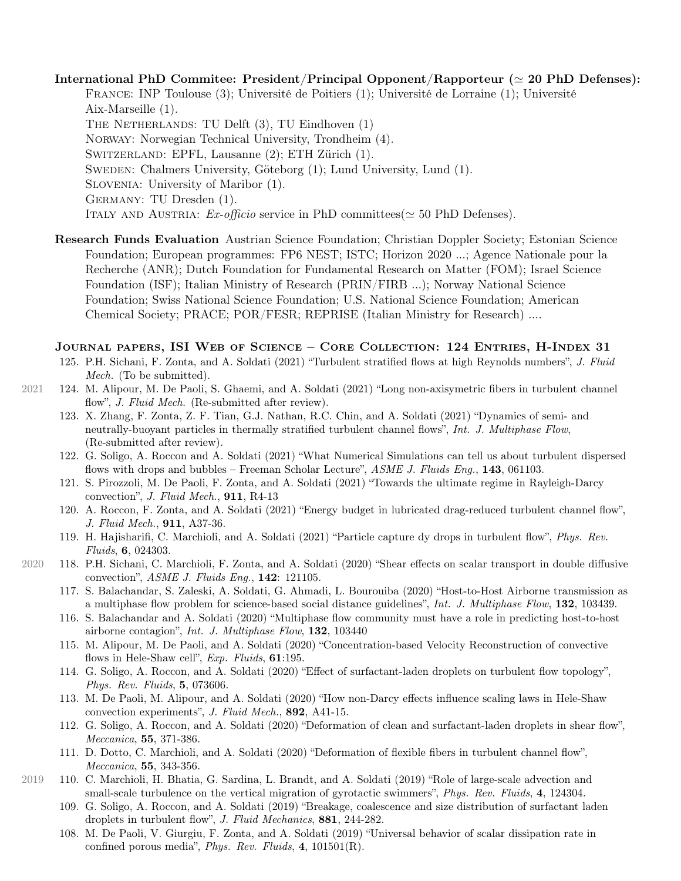**International PhD Commitee: President/Principal Opponent/Rapporteur ($\simeq$ 20 PhD Defenses):**

France: INP Toulouse (3); Université de Poitiers (1); Université de Lorraine (1); Université Aix-Marseille (1).
The Netherlands: TU Delft (3), TU Eindhoven (1)
Norway: Norwegian Technical University, Trondheim (4).
Switzerland: EPFL, Lausanne (2); ETH Zürich (1).
Sweden: Chalmers University, Göteborg (1); Lund University, Lund (1).
Slovenia: University of Maribor (1).
Germany: TU Dresden (1).
Italy and Austria: *Ex-officio* service in PhD committees($\simeq$ 50 PhD Defenses).

**Research Funds Evaluation** Austrian Science Foundation; Christian Doppler Society; Estonian Science Foundation; European programmes: FP6 NEST; ISTC; Horizon 2020 ...; Agence Nationale pour la Recherche (ANR); Dutch Foundation for Fundamental Research on Matter (FOM); Israel Science Foundation (ISF); Italian Ministry of Research (PRIN/FIRB ...); Norway National Science Foundation; Swiss National Science Foundation; U.S. National Science Foundation; American Chemical Society; PRACE; POR/FESR; REPRISE (Italian Ministry for Research) ....

## Journal papers, ISI Web of Science – Core Collection: 124 Entries, H-Index 31

125. P.H. Sichani, F. Zonta, and A. Soldati (2021) "Turbulent stratified flows at high Reynolds numbers", *J. Fluid Mech.* (To be submitted).

**2021**

124. M. Alipour, M. De Paoli, S. Ghaemi, and A. Soldati (2021) "Long non-axisymetric fibers in turbulent channel flow", *J. Fluid Mech.* (Re-submitted after review).
123. X. Zhang, F. Zonta, Z. F. Tian, G.J. Nathan, R.C. Chin, and A. Soldati (2021) "Dynamics of semi- and neutrally-buoyant particles in thermally stratified turbulent channel flows", *Int. J. Multiphase Flow*, (Re-submitted after review).
122. G. Soligo, A. Roccon and A. Soldati (2021) "What Numerical Simulations can tell us about turbulent dispersed flows with drops and bubbles – Freeman Scholar Lecture", *ASME J. Fluids Eng.*, **143**, 061103.
121. S. Pirozzoli, M. De Paoli, F. Zonta, and A. Soldati (2021) "Towards the ultimate regime in Rayleigh-Darcy convection", *J. Fluid Mech.*, **911**, R4-13
120. A. Roccon, F. Zonta, and A. Soldati (2021) "Energy budget in lubricated drag-reduced turbulent channel flow", *J. Fluid Mech.*, **911**, A37-36.
119. H. Hajisharifi, C. Marchioli, and A. Soldati (2021) "Particle capture dy drops in turbulent flow", *Phys. Rev. Fluids*, **6**, 024303.

**2020**

118. P.H. Sichani, C. Marchioli, F. Zonta, and A. Soldati (2020) "Shear effects on scalar transport in double diffusive convection", *ASME J. Fluids Eng.*, **142**: 121105.
117. S. Balachandar, S. Zaleski, A. Soldati, G. Ahmadi, L. Bourouiba (2020) "Host-to-Host Airborne transmission as a multiphase flow problem for science-based social distance guidelines", *Int. J. Multiphase Flow*, **132**, 103439.
116. S. Balachandar and A. Soldati (2020) "Multiphase flow community must have a role in predicting host-to-host airborne contagion", *Int. J. Multiphase Flow*, **132**, 103440
115. M. Alipour, M. De Paoli, and A. Soldati (2020) "Concentration-based Velocity Reconstruction of convective flows in Hele-Shaw cell", *Exp. Fluids*, **61**:195.
114. G. Soligo, A. Roccon, and A. Soldati (2020) "Effect of surfactant-laden droplets on turbulent flow topology", *Phys. Rev. Fluids*, **5**, 073606.
113. M. De Paoli, M. Alipour, and A. Soldati (2020) "How non-Darcy effects influence scaling laws in Hele-Shaw convection experiments", *J. Fluid Mech.*, **892**, A41-15.
112. G. Soligo, A. Roccon, and A. Soldati (2020) "Deformation of clean and surfactant-laden droplets in shear flow", *Meccanica*, **55**, 371-386.
111. D. Dotto, C. Marchioli, and A. Soldati (2020) "Deformation of flexible fibers in turbulent channel flow", *Meccanica*, **55**, 343-356.

**2019**

110. C. Marchioli, H. Bhatia, G. Sardina, L. Brandt, and A. Soldati (2019) "Role of large-scale advection and small-scale turbulence on the vertical migration of gyrotactic swimmers", *Phys. Rev. Fluids*, **4**, 124304.
109. G. Soligo, A. Roccon, and A. Soldati (2019) "Breakage, coalescence and size distribution of surfactant laden droplets in turbulent flow", *J. Fluid Mechanics*, **881**, 244-282.
108. M. De Paoli, V. Giurgiu, F. Zonta, and A. Soldati (2019) "Universal behavior of scalar dissipation rate in confined porous media", *Phys. Rev. Fluids*, **4**, 101501(R).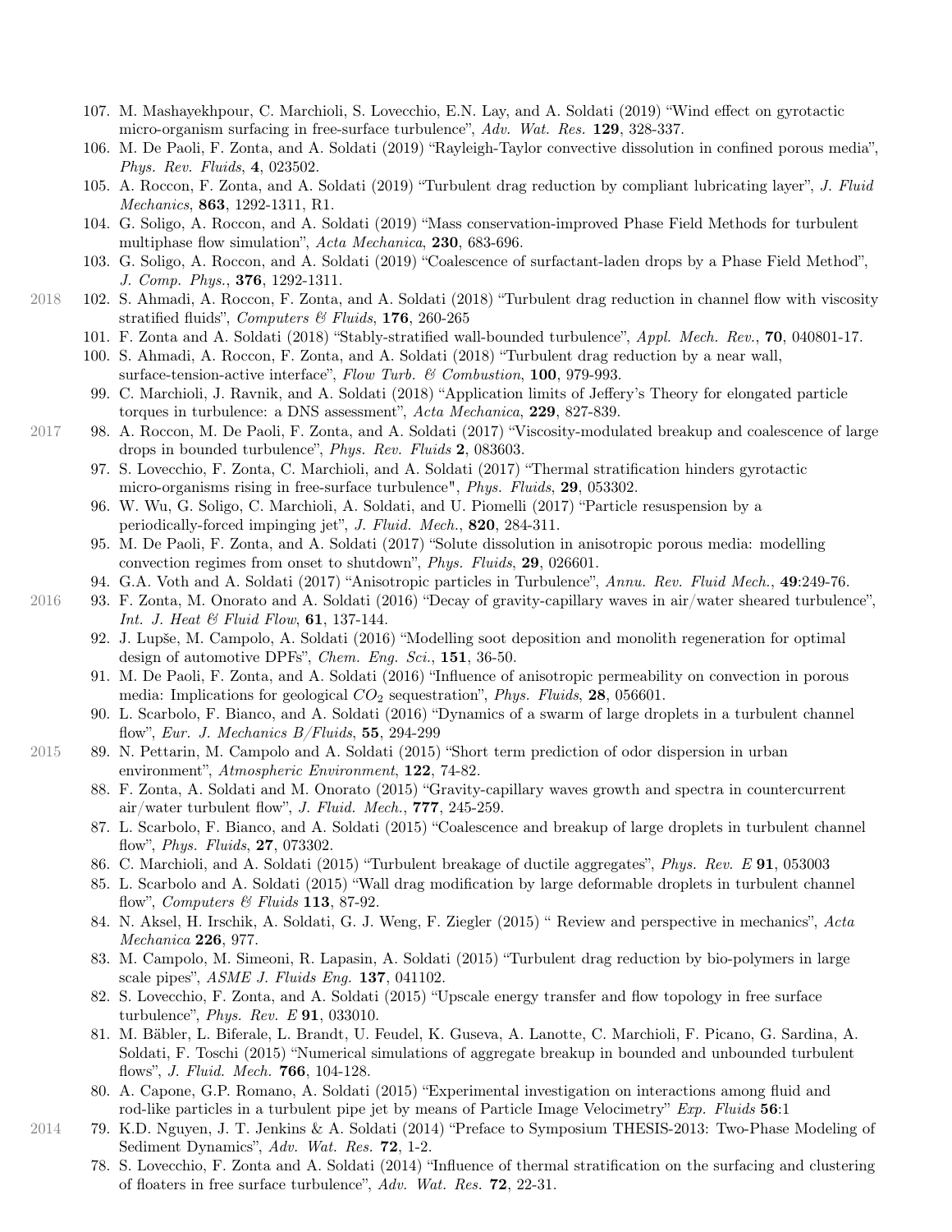107. M. Mashayekhpour, C. Marchioli, S. Lovecchio, E.N. Lay, and A. Soldati (2019) "Wind effect on gyrotactic micro-organism surfacing in free-surface turbulence", *Adv. Wat. Res.* **129**, 328-337.
106. M. De Paoli, F. Zonta, and A. Soldati (2019) "Rayleigh-Taylor convective dissolution in confined porous media", *Phys. Rev. Fluids*, **4**, 023502.
105. A. Roccon, F. Zonta, and A. Soldati (2019) "Turbulent drag reduction by compliant lubricating layer", *J. Fluid Mechanics*, **863**, 1292-1311, R1.
104. G. Soligo, A. Roccon, and A. Soldati (2019) "Mass conservation-improved Phase Field Methods for turbulent multiphase flow simulation", *Acta Mechanica*, **230**, 683-696.
103. G. Soligo, A. Roccon, and A. Soldati (2019) "Coalescence of surfactant-laden drops by a Phase Field Method", *J. Comp. Phys.*, **376**, 1292-1311.

2018

102. S. Ahmadi, A. Roccon, F. Zonta, and A. Soldati (2018) "Turbulent drag reduction in channel flow with viscosity stratified fluids", *Computers & Fluids*, **176**, 260-265
101. F. Zonta and A. Soldati (2018) "Stably-stratified wall-bounded turbulence", *Appl. Mech. Rev.*, **70**, 040801-17.
100. S. Ahmadi, A. Roccon, F. Zonta, and A. Soldati (2018) "Turbulent drag reduction by a near wall, surface-tension-active interface", *Flow Turb. & Combustion*, **100**, 979-993.
99. C. Marchioli, J. Ravnik, and A. Soldati (2018) "Application limits of Jeffery's Theory for elongated particle torques in turbulence: a DNS assessment", *Acta Mechanica*, **229**, 827-839.

2017

98. A. Roccon, M. De Paoli, F. Zonta, and A. Soldati (2017) "Viscosity-modulated breakup and coalescence of large drops in bounded turbulence", *Phys. Rev. Fluids* **2**, 083603.
97. S. Lovecchio, F. Zonta, C. Marchioli, and A. Soldati (2017) "Thermal stratification hinders gyrotactic micro-organisms rising in free-surface turbulence", *Phys. Fluids*, **29**, 053302.
96. W. Wu, G. Soligo, C. Marchioli, A. Soldati, and U. Piomelli (2017) "Particle resuspension by a periodically-forced impinging jet", *J. Fluid. Mech.*, **820**, 284-311.
95. M. De Paoli, F. Zonta, and A. Soldati (2017) "Solute dissolution in anisotropic porous media: modelling convection regimes from onset to shutdown", *Phys. Fluids*, **29**, 026601.
94. G.A. Voth and A. Soldati (2017) "Anisotropic particles in Turbulence", *Annu. Rev. Fluid Mech.*, **49**:249-76.

2016

93. F. Zonta, M. Onorato and A. Soldati (2016) "Decay of gravity-capillary waves in air/water sheared turbulence", *Int. J. Heat & Fluid Flow*, **61**, 137-144.
92. J. Lupše, M. Campolo, A. Soldati (2016) "Modelling soot deposition and monolith regeneration for optimal design of automotive DPFs", *Chem. Eng. Sci.*, **151**, 36-50.
91. M. De Paoli, F. Zonta, and A. Soldati (2016) "Influence of anisotropic permeability on convection in porous media: Implications for geological $CO_2$ sequestration", *Phys. Fluids*, **28**, 056601.
90. L. Scarbolo, F. Bianco, and A. Soldati (2016) "Dynamics of a swarm of large droplets in a turbulent channel flow", *Eur. J. Mechanics B/Fluids*, **55**, 294-299

2015

89. N. Pettarin, M. Campolo and A. Soldati (2015) "Short term prediction of odor dispersion in urban environment", *Atmospheric Environment*, **122**, 74-82.
88. F. Zonta, A. Soldati and M. Onorato (2015) "Gravity-capillary waves growth and spectra in countercurrent air/water turbulent flow", *J. Fluid. Mech.*, **777**, 245-259.
87. L. Scarbolo, F. Bianco, and A. Soldati (2015) "Coalescence and breakup of large droplets in turbulent channel flow", *Phys. Fluids*, **27**, 073302.
86. C. Marchioli, and A. Soldati (2015) "Turbulent breakage of ductile aggregates", *Phys. Rev. E* **91**, 053003
85. L. Scarbolo and A. Soldati (2015) "Wall drag modification by large deformable droplets in turbulent channel flow", *Computers & Fluids* **113**, 87-92.
84. N. Aksel, H. Irschik, A. Soldati, G. J. Weng, F. Ziegler (2015) " Review and perspective in mechanics", *Acta Mechanica* **226**, 977.
83. M. Campolo, M. Simeoni, R. Lapasin, A. Soldati (2015) "Turbulent drag reduction by bio-polymers in large scale pipes", *ASME J. Fluids Eng.* **137**, 041102.
82. S. Lovecchio, F. Zonta, and A. Soldati (2015) "Upscale energy transfer and flow topology in free surface turbulence", *Phys. Rev. E* **91**, 033010.
81. M. Bäbler, L. Biferale, L. Brandt, U. Feudel, K. Guseva, A. Lanotte, C. Marchioli, F. Picano, G. Sardina, A. Soldati, F. Toschi (2015) "Numerical simulations of aggregate breakup in bounded and unbounded turbulent flows", *J. Fluid. Mech.* **766**, 104-128.
80. A. Capone, G.P. Romano, A. Soldati (2015) "Experimental investigation on interactions among fluid and rod-like particles in a turbulent pipe jet by means of Particle Image Velocimetry" *Exp. Fluids* **56**:1

2014

79. K.D. Nguyen, J. T. Jenkins & A. Soldati (2014) "Preface to Symposium THESIS-2013: Two-Phase Modeling of Sediment Dynamics", *Adv. Wat. Res.* **72**, 1-2.
78. S. Lovecchio, F. Zonta and A. Soldati (2014) "Influence of thermal stratification on the surfacing and clustering of floaters in free surface turbulence", *Adv. Wat. Res.* **72**, 22-31.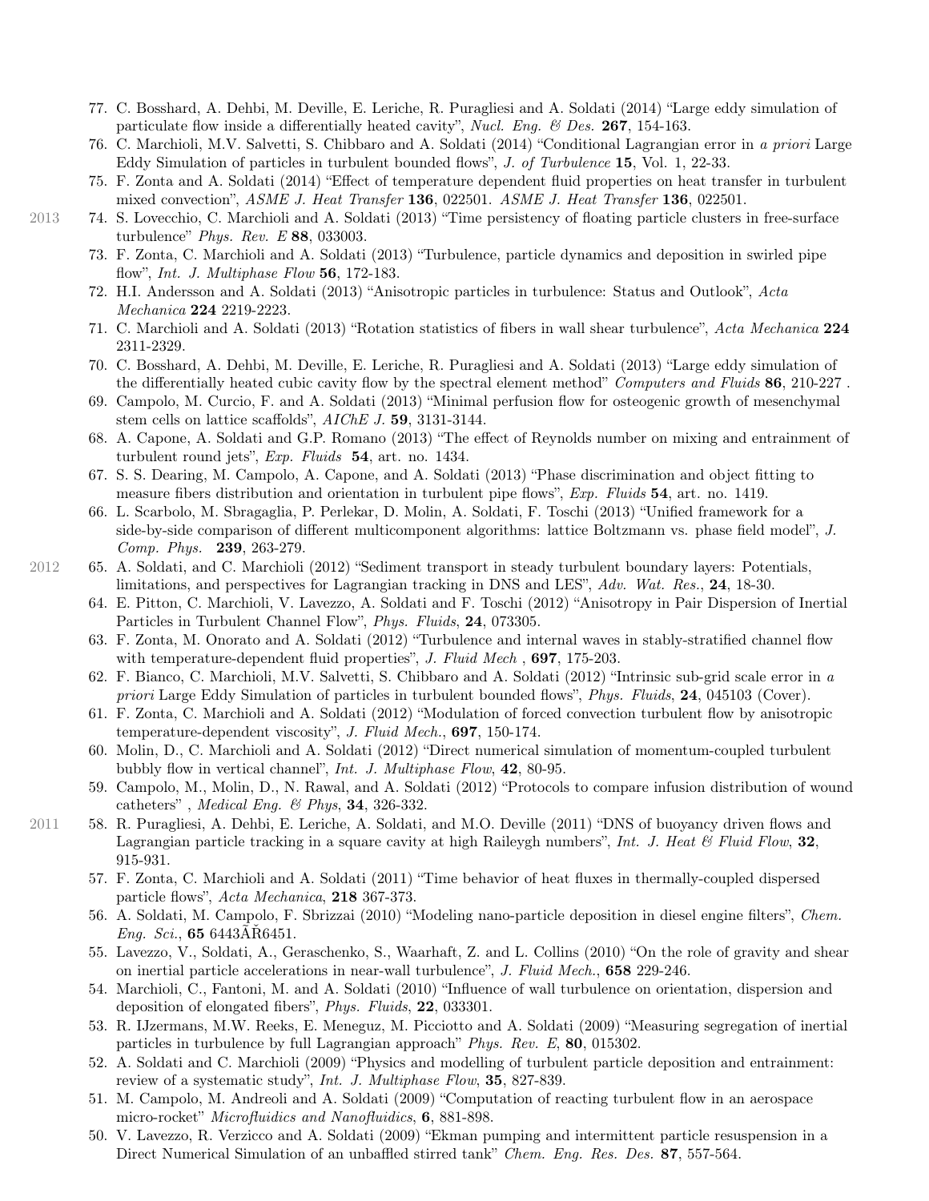77. C. Bosshard, A. Dehbi, M. Deville, E. Leriche, R. Puragliesi and A. Soldati (2014) "Large eddy simulation of particulate flow inside a differentially heated cavity", *Nucl. Eng. & Des.* **267**, 154-163.
76. C. Marchioli, M.V. Salvetti, S. Chibbaro and A. Soldati (2014) "Conditional Lagrangian error in *a priori* Large Eddy Simulation of particles in turbulent bounded flows", *J. of Turbulence* **15**, Vol. 1, 22-33.
75. F. Zonta and A. Soldati (2014) "Effect of temperature dependent fluid properties on heat transfer in turbulent mixed convection", *ASME J. Heat Transfer* **136**, 022501. *ASME J. Heat Transfer* **136**, 022501.

2013

74. S. Lovecchio, C. Marchioli and A. Soldati (2013) "Time persistency of floating particle clusters in free-surface turbulence" *Phys. Rev. E* **88**, 033003.
73. F. Zonta, C. Marchioli and A. Soldati (2013) "Turbulence, particle dynamics and deposition in swirled pipe flow", *Int. J. Multiphase Flow* **56**, 172-183.
72. H.I. Andersson and A. Soldati (2013) "Anisotropic particles in turbulence: Status and Outlook", *Acta Mechanica* **224** 2219-2223.
71. C. Marchioli and A. Soldati (2013) "Rotation statistics of fibers in wall shear turbulence", *Acta Mechanica* **224** 2311-2329.
70. C. Bosshard, A. Dehbi, M. Deville, E. Leriche, R. Puragliesi and A. Soldati (2013) "Large eddy simulation of the differentially heated cubic cavity flow by the spectral element method" *Computers and Fluids* **86**, 210-227 .
69. Campolo, M. Curcio, F. and A. Soldati (2013) "Minimal perfusion flow for osteogenic growth of mesenchymal stem cells on lattice scaffolds", *AIChE J.* **59**, 3131-3144.
68. A. Capone, A. Soldati and G.P. Romano (2013) "The effect of Reynolds number on mixing and entrainment of turbulent round jets", *Exp. Fluids* **54**, art. no. 1434.
67. S. S. Dearing, M. Campolo, A. Capone, and A. Soldati (2013) "Phase discrimination and object fitting to measure fibers distribution and orientation in turbulent pipe flows", *Exp. Fluids* **54**, art. no. 1419.
66. L. Scarbolo, M. Sbragaglia, P. Perlekar, D. Molin, A. Soldati, F. Toschi (2013) "Unified framework for a side-by-side comparison of different multicomponent algorithms: lattice Boltzmann vs. phase field model", *J. Comp. Phys.* **239**, 263-279.

2012

65. A. Soldati, and C. Marchioli (2012) "Sediment transport in steady turbulent boundary layers: Potentials, limitations, and perspectives for Lagrangian tracking in DNS and LES", *Adv. Wat. Res.*, **24**, 18-30.
64. E. Pitton, C. Marchioli, V. Lavezzo, A. Soldati and F. Toschi (2012) "Anisotropy in Pair Dispersion of Inertial Particles in Turbulent Channel Flow", *Phys. Fluids*, **24**, 073305.
63. F. Zonta, M. Onorato and A. Soldati (2012) "Turbulence and internal waves in stably-stratified channel flow with temperature-dependent fluid properties", *J. Fluid Mech* , **697**, 175-203.
62. F. Bianco, C. Marchioli, M.V. Salvetti, S. Chibbaro and A. Soldati (2012) "Intrinsic sub-grid scale error in *a priori* Large Eddy Simulation of particles in turbulent bounded flows", *Phys. Fluids*, **24**, 045103 (Cover).
61. F. Zonta, C. Marchioli and A. Soldati (2012) "Modulation of forced convection turbulent flow by anisotropic temperature-dependent viscosity", *J. Fluid Mech.*, **697**, 150-174.
60. Molin, D., C. Marchioli and A. Soldati (2012) "Direct numerical simulation of momentum-coupled turbulent bubbly flow in vertical channel", *Int. J. Multiphase Flow*, **42**, 80-95.
59. Campolo, M., Molin, D., N. Rawal, and A. Soldati (2012) "Protocols to compare infusion distribution of wound catheters" , *Medical Eng. & Phys*, **34**, 326-332.

2011

58. R. Puragliesi, A. Dehbi, E. Leriche, A. Soldati, and M.O. Deville (2011) "DNS of buoyancy driven flows and Lagrangian particle tracking in a square cavity at high Raileygh numbers", *Int. J. Heat & Fluid Flow*, **32**, 915-931.
57. F. Zonta, C. Marchioli and A. Soldati (2011) "Time behavior of heat fluxes in thermally-coupled dispersed particle flows", *Acta Mechanica*, **218** 367-373.
56. A. Soldati, M. Campolo, F. Sbrizzai (2010) "Modeling nano-particle deposition in diesel engine filters", *Chem. Eng. Sci.*, **65** 6443ÂŘ6451.
55. Lavezzo, V., Soldati, A., Geraschenko, S., Waarhaft, Z. and L. Collins (2010) "On the role of gravity and shear on inertial particle accelerations in near-wall turbulence", *J. Fluid Mech.*, **658** 229-246.
54. Marchioli, C., Fantoni, M. and A. Soldati (2010) "Influence of wall turbulence on orientation, dispersion and deposition of elongated fibers", *Phys. Fluids*, **22**, 033301.
53. R. IJzermans, M.W. Reeks, E. Meneguz, M. Picciotto and A. Soldati (2009) "Measuring segregation of inertial particles in turbulence by full Lagrangian approach" *Phys. Rev. E*, **80**, 015302.
52. A. Soldati and C. Marchioli (2009) "Physics and modelling of turbulent particle deposition and entrainment: review of a systematic study", *Int. J. Multiphase Flow*, **35**, 827-839.
51. M. Campolo, M. Andreoli and A. Soldati (2009) "Computation of reacting turbulent flow in an aerospace micro-rocket" *Microfluidics and Nanofluidics*, **6**, 881-898.
50. V. Lavezzo, R. Verzicco and A. Soldati (2009) "Ekman pumping and intermittent particle resuspension in a Direct Numerical Simulation of an unbaffled stirred tank" *Chem. Eng. Res. Des.* **87**, 557-564.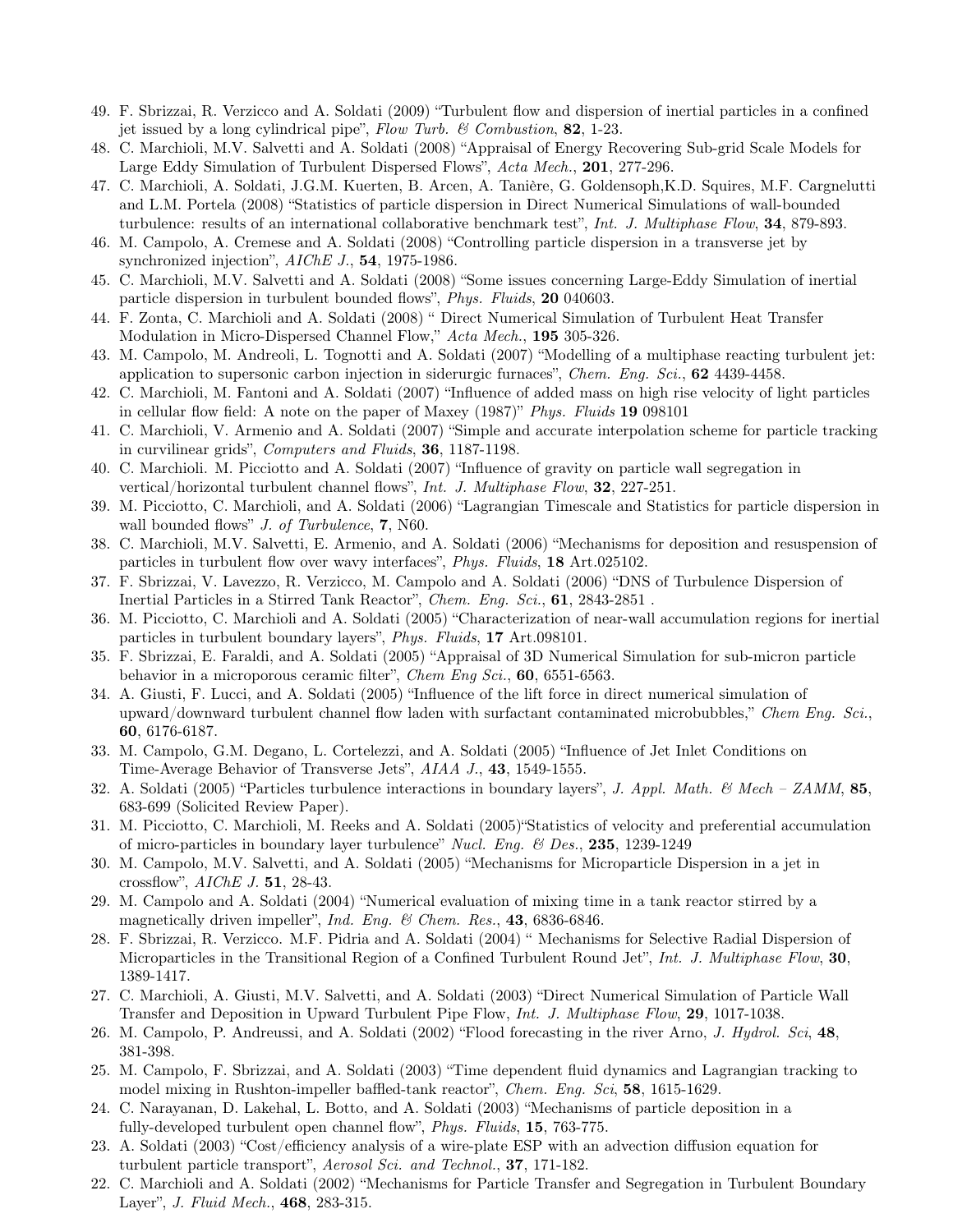49. F. Sbrizzai, R. Verzicco and A. Soldati (2009) "Turbulent flow and dispersion of inertial particles in a confined jet issued by a long cylindrical pipe", *Flow Turb. & Combustion*, **82**, 1-23.
48. C. Marchioli, M.V. Salvetti and A. Soldati (2008) "Appraisal of Energy Recovering Sub-grid Scale Models for Large Eddy Simulation of Turbulent Dispersed Flows", *Acta Mech.*, **201**, 277-296.
47. C. Marchioli, A. Soldati, J.G.M. Kuerten, B. Arcen, A. Tanière, G. Goldensoph,K.D. Squires, M.F. Cargnelutti and L.M. Portela (2008) "Statistics of particle dispersion in Direct Numerical Simulations of wall-bounded turbulence: results of an international collaborative benchmark test", *Int. J. Multiphase Flow*, **34**, 879-893.
46. M. Campolo, A. Cremese and A. Soldati (2008) "Controlling particle dispersion in a transverse jet by synchronized injection", *AIChE J.*, **54**, 1975-1986.
45. C. Marchioli, M.V. Salvetti and A. Soldati (2008) "Some issues concerning Large-Eddy Simulation of inertial particle dispersion in turbulent bounded flows", *Phys. Fluids*, **20** 040603.
44. F. Zonta, C. Marchioli and A. Soldati (2008) " Direct Numerical Simulation of Turbulent Heat Transfer Modulation in Micro-Dispersed Channel Flow," *Acta Mech.*, **195** 305-326.
43. M. Campolo, M. Andreoli, L. Tognotti and A. Soldati (2007) "Modelling of a multiphase reacting turbulent jet: application to supersonic carbon injection in siderurgic furnaces", *Chem. Eng. Sci.*, **62** 4439-4458.
42. C. Marchioli, M. Fantoni and A. Soldati (2007) "Influence of added mass on high rise velocity of light particles in cellular flow field: A note on the paper of Maxey (1987)" *Phys. Fluids* **19** 098101
41. C. Marchioli, V. Armenio and A. Soldati (2007) "Simple and accurate interpolation scheme for particle tracking in curvilinear grids", *Computers and Fluids*, **36**, 1187-1198.
40. C. Marchioli. M. Picciotto and A. Soldati (2007) "Influence of gravity on particle wall segregation in vertical/horizontal turbulent channel flows", *Int. J. Multiphase Flow*, **32**, 227-251.
39. M. Picciotto, C. Marchioli, and A. Soldati (2006) "Lagrangian Timescale and Statistics for particle dispersion in wall bounded flows" *J. of Turbulence*, **7**, N60.
38. C. Marchioli, M.V. Salvetti, E. Armenio, and A. Soldati (2006) "Mechanisms for deposition and resuspension of particles in turbulent flow over wavy interfaces", *Phys. Fluids*, **18** Art.025102.
37. F. Sbrizzai, V. Lavezzo, R. Verzicco, M. Campolo and A. Soldati (2006) "DNS of Turbulence Dispersion of Inertial Particles in a Stirred Tank Reactor", *Chem. Eng. Sci.*, **61**, 2843-2851 .
36. M. Picciotto, C. Marchioli and A. Soldati (2005) "Characterization of near-wall accumulation regions for inertial particles in turbulent boundary layers", *Phys. Fluids*, **17** Art.098101.
35. F. Sbrizzai, E. Faraldi, and A. Soldati (2005) "Appraisal of 3D Numerical Simulation for sub-micron particle behavior in a microporous ceramic filter", *Chem Eng Sci.*, **60**, 6551-6563.
34. A. Giusti, F. Lucci, and A. Soldati (2005) "Influence of the lift force in direct numerical simulation of upward/downward turbulent channel flow laden with surfactant contaminated microbubbles," *Chem Eng. Sci.*, **60**, 6176-6187.
33. M. Campolo, G.M. Degano, L. Cortelezzi, and A. Soldati (2005) "Influence of Jet Inlet Conditions on Time-Average Behavior of Transverse Jets", *AIAA J.*, **43**, 1549-1555.
32. A. Soldati (2005) "Particles turbulence interactions in boundary layers", *J. Appl. Math. & Mech – ZAMM*, **85**, 683-699 (Solicited Review Paper).
31. M. Picciotto, C. Marchioli, M. Reeks and A. Soldati (2005)"Statistics of velocity and preferential accumulation of micro-particles in boundary layer turbulence" *Nucl. Eng. & Des.*, **235**, 1239-1249
30. M. Campolo, M.V. Salvetti, and A. Soldati (2005) "Mechanisms for Microparticle Dispersion in a jet in crossflow", *AIChE J.* **51**, 28-43.
29. M. Campolo and A. Soldati (2004) "Numerical evaluation of mixing time in a tank reactor stirred by a magnetically driven impeller", *Ind. Eng. & Chem. Res.*, **43**, 6836-6846.
28. F. Sbrizzai, R. Verzicco. M.F. Pidria and A. Soldati (2004) " Mechanisms for Selective Radial Dispersion of Microparticles in the Transitional Region of a Confined Turbulent Round Jet", *Int. J. Multiphase Flow*, **30**, 1389-1417.
27. C. Marchioli, A. Giusti, M.V. Salvetti, and A. Soldati (2003) "Direct Numerical Simulation of Particle Wall Transfer and Deposition in Upward Turbulent Pipe Flow, *Int. J. Multiphase Flow*, **29**, 1017-1038.
26. M. Campolo, P. Andreussi, and A. Soldati (2002) "Flood forecasting in the river Arno, *J. Hydrol. Sci*, **48**, 381-398.
25. M. Campolo, F. Sbrizzai, and A. Soldati (2003) "Time dependent fluid dynamics and Lagrangian tracking to model mixing in Rushton-impeller baffled-tank reactor", *Chem. Eng. Sci*, **58**, 1615-1629.
24. C. Narayanan, D. Lakehal, L. Botto, and A. Soldati (2003) "Mechanisms of particle deposition in a fully-developed turbulent open channel flow", *Phys. Fluids*, **15**, 763-775.
23. A. Soldati (2003) "Cost/efficiency analysis of a wire-plate ESP with an advection diffusion equation for turbulent particle transport", *Aerosol Sci. and Technol.*, **37**, 171-182.
22. C. Marchioli and A. Soldati (2002) "Mechanisms for Particle Transfer and Segregation in Turbulent Boundary Layer", *J. Fluid Mech.*, **468**, 283-315.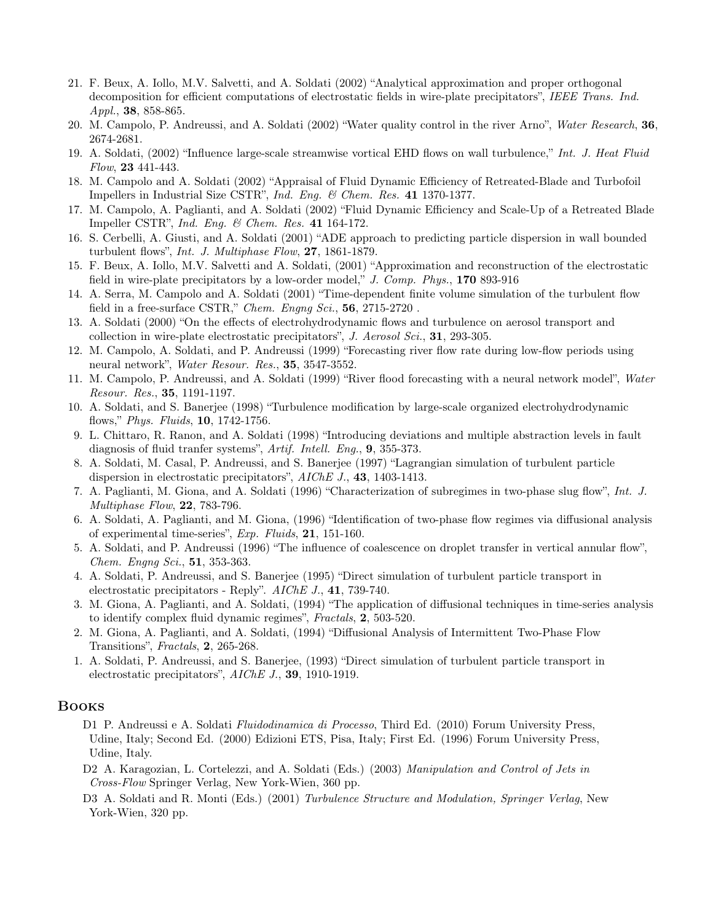21. F. Beux, A. Iollo, M.V. Salvetti, and A. Soldati (2002) "Analytical approximation and proper orthogonal decomposition for efficient computations of electrostatic fields in wire-plate precipitators", *IEEE Trans. Ind. Appl.*, **38**, 858-865.
20. M. Campolo, P. Andreussi, and A. Soldati (2002) "Water quality control in the river Arno", *Water Research*, **36**, 2674-2681.
19. A. Soldati, (2002) "Influence large-scale streamwise vortical EHD flows on wall turbulence," *Int. J. Heat Fluid Flow*, **23** 441-443.
18. M. Campolo and A. Soldati (2002) "Appraisal of Fluid Dynamic Efficiency of Retreated-Blade and Turbofoil Impellers in Industrial Size CSTR", *Ind. Eng. & Chem. Res.* **41** 1370-1377.
17. M. Campolo, A. Paglianti, and A. Soldati (2002) "Fluid Dynamic Efficiency and Scale-Up of a Retreated Blade Impeller CSTR", *Ind. Eng. & Chem. Res.* **41** 164-172.
16. S. Cerbelli, A. Giusti, and A. Soldati (2001) "ADE approach to predicting particle dispersion in wall bounded turbulent flows", *Int. J. Multiphase Flow*, **27**, 1861-1879.
15. F. Beux, A. Iollo, M.V. Salvetti and A. Soldati, (2001) "Approximation and reconstruction of the electrostatic field in wire-plate precipitators by a low-order model," *J. Comp. Phys.*, **170** 893-916
14. A. Serra, M. Campolo and A. Soldati (2001) "Time-dependent finite volume simulation of the turbulent flow field in a free-surface CSTR," *Chem. Engng Sci.*, **56**, 2715-2720 .
13. A. Soldati (2000) "On the effects of electrohydrodynamic flows and turbulence on aerosol transport and collection in wire-plate electrostatic precipitators", *J. Aerosol Sci.*, **31**, 293-305.
12. M. Campolo, A. Soldati, and P. Andreussi (1999) "Forecasting river flow rate during low-flow periods using neural network", *Water Resour. Res.*, **35**, 3547-3552.
11. M. Campolo, P. Andreussi, and A. Soldati (1999) "River flood forecasting with a neural network model", *Water Resour. Res.*, **35**, 1191-1197.
10. A. Soldati, and S. Banerjee (1998) "Turbulence modification by large-scale organized electrohydrodynamic flows," *Phys. Fluids*, **10**, 1742-1756.
9. L. Chittaro, R. Ranon, and A. Soldati (1998) "Introducing deviations and multiple abstraction levels in fault diagnosis of fluid tranfer systems", *Artif. Intell. Eng.*, **9**, 355-373.
8. A. Soldati, M. Casal, P. Andreussi, and S. Banerjee (1997) "Lagrangian simulation of turbulent particle dispersion in electrostatic precipitators", *AIChE J.*, **43**, 1403-1413.
7. A. Paglianti, M. Giona, and A. Soldati (1996) "Characterization of subregimes in two-phase slug flow", *Int. J. Multiphase Flow*, **22**, 783-796.
6. A. Soldati, A. Paglianti, and M. Giona, (1996) "Identification of two-phase flow regimes via diffusional analysis of experimental time-series", *Exp. Fluids*, **21**, 151-160.
5. A. Soldati, and P. Andreussi (1996) "The influence of coalescence on droplet transfer in vertical annular flow", *Chem. Engng Sci.*, **51**, 353-363.
4. A. Soldati, P. Andreussi, and S. Banerjee (1995) "Direct simulation of turbulent particle transport in electrostatic precipitators - Reply". *AIChE J.*, **41**, 739-740.
3. M. Giona, A. Paglianti, and A. Soldati, (1994) "The application of diffusional techniques in time-series analysis to identify complex fluid dynamic regimes", *Fractals*, **2**, 503-520.
2. M. Giona, A. Paglianti, and A. Soldati, (1994) "Diffusional Analysis of Intermittent Two-Phase Flow Transitions", *Fractals*, **2**, 265-268.
1. A. Soldati, P. Andreussi, and S. Banerjee, (1993) "Direct simulation of turbulent particle transport in electrostatic precipitators", *AIChE J.*, **39**, 1910-1919.

## Books

D1 P. Andreussi e A. Soldati *Fluidodinamica di Processo*, Third Ed. (2010) Forum University Press, Udine, Italy; Second Ed. (2000) Edizioni ETS, Pisa, Italy; First Ed. (1996) Forum University Press, Udine, Italy.

D2 A. Karagozian, L. Cortelezzi, and A. Soldati (Eds.) (2003) *Manipulation and Control of Jets in Cross-Flow* Springer Verlag, New York-Wien, 360 pp.

D3 A. Soldati and R. Monti (Eds.) (2001) *Turbulence Structure and Modulation, Springer Verlag*, New York-Wien, 320 pp.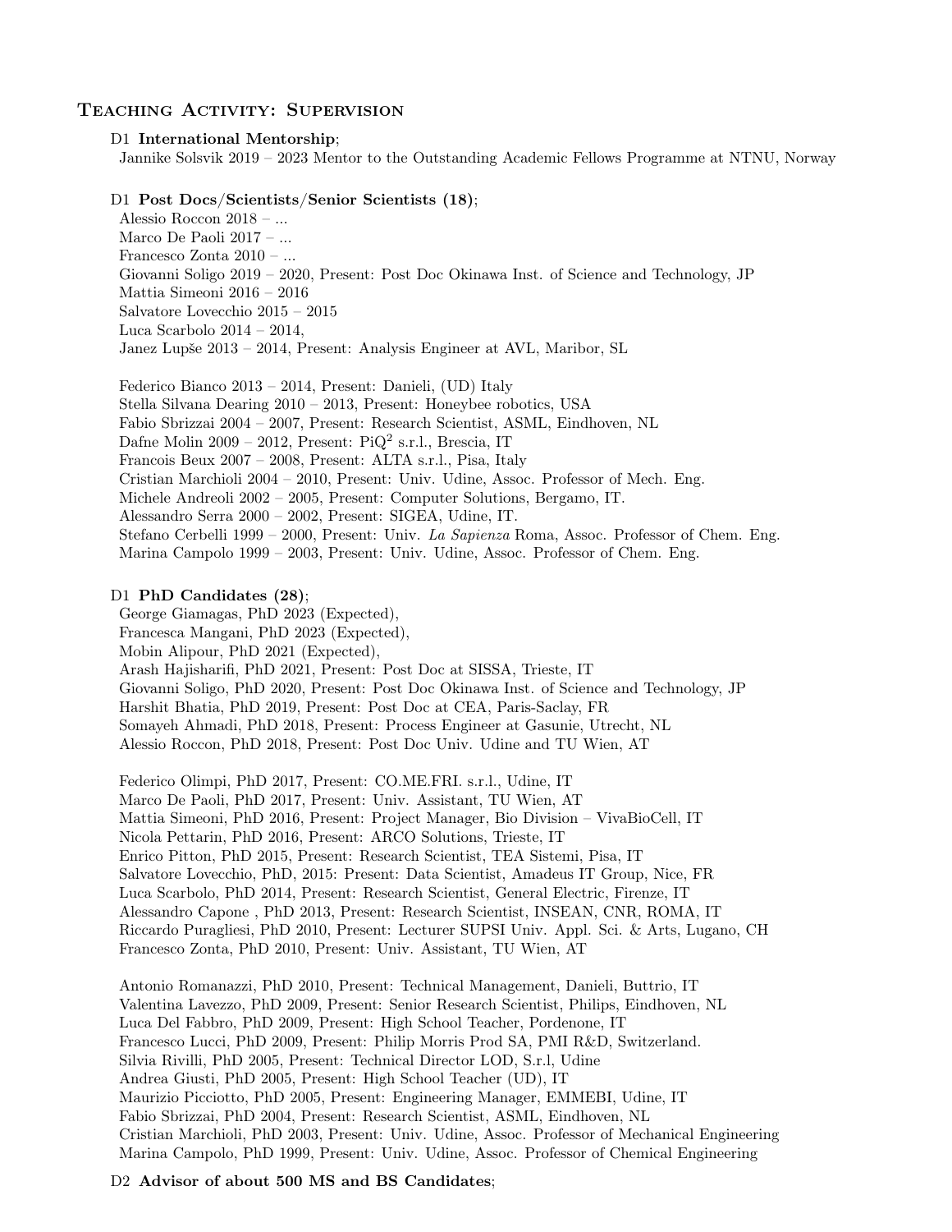## Teaching Activity: Supervision

D1 **International Mentorship**;

Jannike Solsvik 2019 – 2023 Mentor to the Outstanding Academic Fellows Programme at NTNU, Norway

D1 **Post Docs/Scientists/Senior Scientists (18)**;

Alessio Roccon 2018 – ...
Marco De Paoli 2017 – ...
Francesco Zonta 2010 – ...
Giovanni Soligo 2019 – 2020, Present: Post Doc Okinawa Inst. of Science and Technology, JP
Mattia Simeoni 2016 – 2016
Salvatore Lovecchio 2015 – 2015
Luca Scarbolo 2014 – 2014,
Janez Lupše 2013 – 2014, Present: Analysis Engineer at AVL, Maribor, SL

Federico Bianco 2013 – 2014, Present: Danieli, (UD) Italy
Stella Silvana Dearing 2010 – 2013, Present: Honeybee robotics, USA
Fabio Sbrizzai 2004 – 2007, Present: Research Scientist, ASML, Eindhoven, NL
Dafne Molin 2009 – 2012, Present: PiQ$^2$ s.r.l., Brescia, IT
Francois Beux 2007 – 2008, Present: ALTA s.r.l., Pisa, Italy
Cristian Marchioli 2004 – 2010, Present: Univ. Udine, Assoc. Professor of Mech. Eng.
Michele Andreoli 2002 – 2005, Present: Computer Solutions, Bergamo, IT.
Alessandro Serra 2000 – 2002, Present: SIGEA, Udine, IT.
Stefano Cerbelli 1999 – 2000, Present: Univ. *La Sapienza* Roma, Assoc. Professor of Chem. Eng.
Marina Campolo 1999 – 2003, Present: Univ. Udine, Assoc. Professor of Chem. Eng.

D1 **PhD Candidates (28)**;

George Giamagas, PhD 2023 (Expected),
Francesca Mangani, PhD 2023 (Expected),
Mobin Alipour, PhD 2021 (Expected),
Arash Hajisharifi, PhD 2021, Present: Post Doc at SISSA, Trieste, IT
Giovanni Soligo, PhD 2020, Present: Post Doc Okinawa Inst. of Science and Technology, JP
Harshit Bhatia, PhD 2019, Present: Post Doc at CEA, Paris-Saclay, FR
Somayeh Ahmadi, PhD 2018, Present: Process Engineer at Gasunie, Utrecht, NL
Alessio Roccon, PhD 2018, Present: Post Doc Univ. Udine and TU Wien, AT

Federico Olimpi, PhD 2017, Present: CO.ME.FRI. s.r.l., Udine, IT
Marco De Paoli, PhD 2017, Present: Univ. Assistant, TU Wien, AT
Mattia Simeoni, PhD 2016, Present: Project Manager, Bio Division – VivaBioCell, IT
Nicola Pettarin, PhD 2016, Present: ARCO Solutions, Trieste, IT
Enrico Pitton, PhD 2015, Present: Research Scientist, TEA Sistemi, Pisa, IT
Salvatore Lovecchio, PhD, 2015: Present: Data Scientist, Amadeus IT Group, Nice, FR
Luca Scarbolo, PhD 2014, Present: Research Scientist, General Electric, Firenze, IT
Alessandro Capone , PhD 2013, Present: Research Scientist, INSEAN, CNR, ROMA, IT
Riccardo Puragliesi, PhD 2010, Present: Lecturer SUPSI Univ. Appl. Sci. & Arts, Lugano, CH
Francesco Zonta, PhD 2010, Present: Univ. Assistant, TU Wien, AT

Antonio Romanazzi, PhD 2010, Present: Technical Management, Danieli, Buttrio, IT
Valentina Lavezzo, PhD 2009, Present: Senior Research Scientist, Philips, Eindhoven, NL
Luca Del Fabbro, PhD 2009, Present: High School Teacher, Pordenone, IT
Francesco Lucci, PhD 2009, Present: Philip Morris Prod SA, PMI R&D, Switzerland.
Silvia Rivilli, PhD 2005, Present: Technical Director LOD, S.r.l, Udine
Andrea Giusti, PhD 2005, Present: High School Teacher (UD), IT
Maurizio Picciotto, PhD 2005, Present: Engineering Manager, EMMEBI, Udine, IT
Fabio Sbrizzai, PhD 2004, Present: Research Scientist, ASML, Eindhoven, NL
Cristian Marchioli, PhD 2003, Present: Univ. Udine, Assoc. Professor of Mechanical Engineering
Marina Campolo, PhD 1999, Present: Univ. Udine, Assoc. Professor of Chemical Engineering

D2 **Advisor of about 500 MS and BS Candidates**;